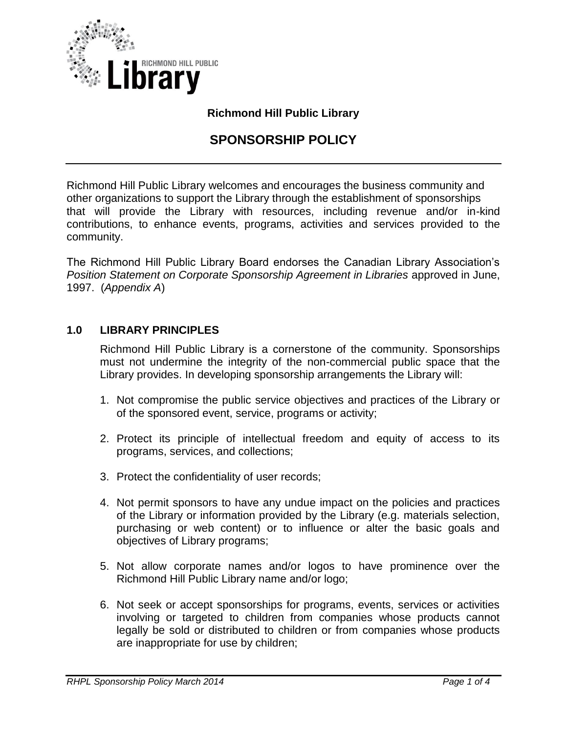**Richmond Hill Public Library**

# SPONSORSHIP POLICY

Richmond Hill Public Library welcomes and encourages the business community and other organizations to support the Library through the establishment of sponsorships that will provide the Library with resources, including revenue and/or in-kind contributions, to enhance events, programs, activities and services provided to the community.

The Richmond Hill Public Library Board endorses the Canadian Library Association's *Position Statement on Corporate Sponsorship Agreement in Libraries* approved in June, 1997. (*Appendix A*)

## 1.0 LIBRARY PRINCIPLES

Richmond Hill Public Library is a cornerstone of the community. Sponsorships must not undermine the integrity of the non-commercial public space that the Library provides. In developing sponsorship arrangements the Library will:

1. Not compromise the public service objectives and practices of the Library or of the sponsored event, service, programs or activity;
2. Protect its principle of intellectual freedom and equity of access to its programs, services, and collections;
3. Protect the confidentiality of user records;
4. Not permit sponsors to have any undue impact on the policies and practices of the Library or information provided by the Library (e.g. materials selection, purchasing or web content) or to influence or alter the basic goals and objectives of Library programs;
5. Not allow corporate names and/or logos to have prominence over the Richmond Hill Public Library name and/or logo;
6. Not seek or accept sponsorships for programs, events, services or activities involving or targeted to children from companies whose products cannot legally be sold or distributed to children or from companies whose products are inappropriate for use by children;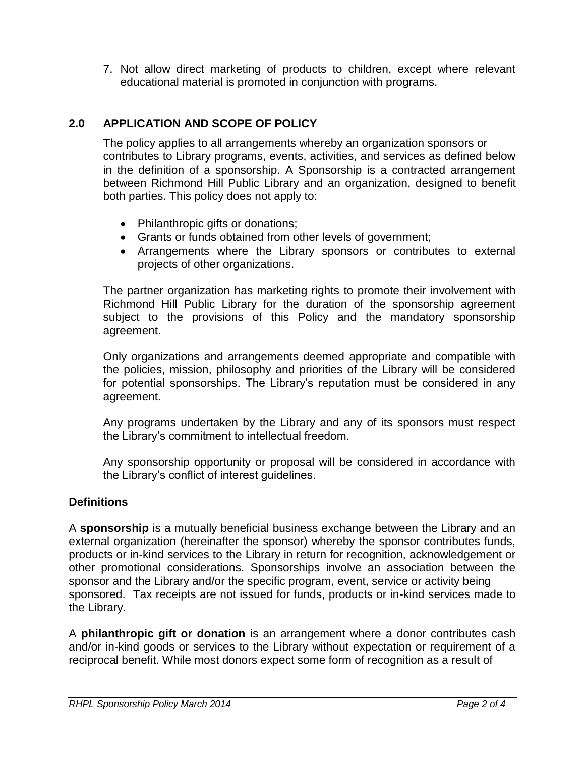7. Not allow direct marketing of products to children, except where relevant educational material is promoted in conjunction with programs.

## 2.0 APPLICATION AND SCOPE OF POLICY

The policy applies to all arrangements whereby an organization sponsors or contributes to Library programs, events, activities, and services as defined below in the definition of a sponsorship. A Sponsorship is a contracted arrangement between Richmond Hill Public Library and an organization, designed to benefit both parties. This policy does not apply to:

- Philanthropic gifts or donations;
- Grants or funds obtained from other levels of government;
- Arrangements where the Library sponsors or contributes to external projects of other organizations.

The partner organization has marketing rights to promote their involvement with Richmond Hill Public Library for the duration of the sponsorship agreement subject to the provisions of this Policy and the mandatory sponsorship agreement.

Only organizations and arrangements deemed appropriate and compatible with the policies, mission, philosophy and priorities of the Library will be considered for potential sponsorships. The Library's reputation must be considered in any agreement.

Any programs undertaken by the Library and any of its sponsors must respect the Library's commitment to intellectual freedom.

Any sponsorship opportunity or proposal will be considered in accordance with the Library's conflict of interest guidelines.

### Definitions

A **sponsorship** is a mutually beneficial business exchange between the Library and an external organization (hereinafter the sponsor) whereby the sponsor contributes funds, products or in-kind services to the Library in return for recognition, acknowledgement or other promotional considerations. Sponsorships involve an association between the sponsor and the Library and/or the specific program, event, service or activity being sponsored. Tax receipts are not issued for funds, products or in-kind services made to the Library.

A **philanthropic gift or donation** is an arrangement where a donor contributes cash and/or in-kind goods or services to the Library without expectation or requirement of a reciprocal benefit. While most donors expect some form of recognition as a result of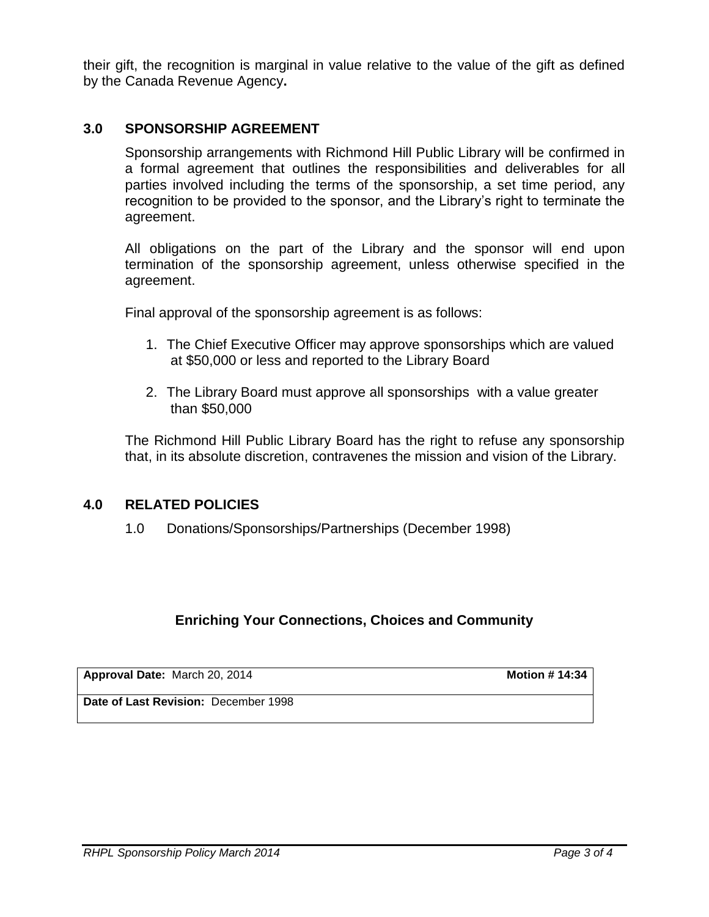their gift, the recognition is marginal in value relative to the value of the gift as defined by the Canada Revenue Agency**.**

## 3.0 SPONSORSHIP AGREEMENT

Sponsorship arrangements with Richmond Hill Public Library will be confirmed in a formal agreement that outlines the responsibilities and deliverables for all parties involved including the terms of the sponsorship, a set time period, any recognition to be provided to the sponsor, and the Library's right to terminate the agreement.

All obligations on the part of the Library and the sponsor will end upon termination of the sponsorship agreement, unless otherwise specified in the agreement.

Final approval of the sponsorship agreement is as follows:

1. The Chief Executive Officer may approve sponsorships which are valued at $50,000 or less and reported to the Library Board
2. The Library Board must approve all sponsorships with a value greater than $50,000

The Richmond Hill Public Library Board has the right to refuse any sponsorship that, in its absolute discretion, contravenes the mission and vision of the Library.

## 4.0 RELATED POLICIES

1.0 Donations/Sponsorships/Partnerships (December 1998)

**Enriching Your Connections, Choices and Community**

| **Approval Date:** March 20, 2014 | **Motion # 14:34** |
|---|---|
| **Date of Last Revision:** December 1998 | |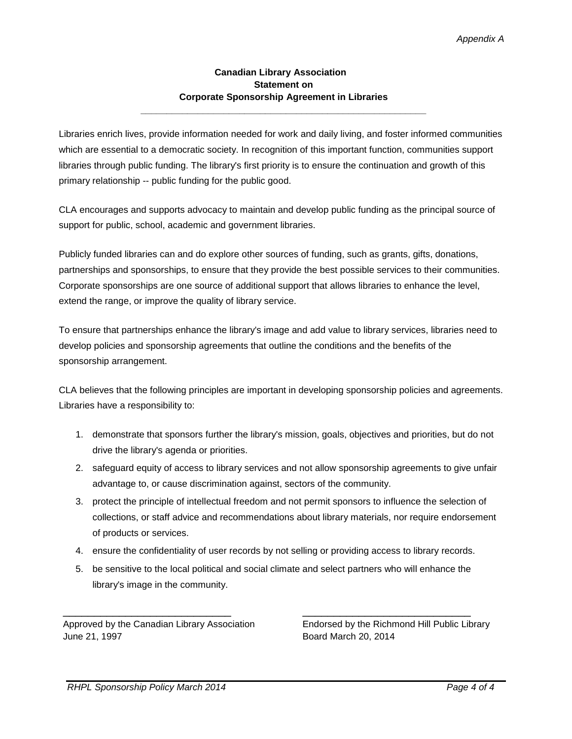*Appendix A*

**Canadian Library Association**
**Statement on**
**Corporate Sponsorship Agreement in Libraries**

Libraries enrich lives, provide information needed for work and daily living, and foster informed communities which are essential to a democratic society. In recognition of this important function, communities support libraries through public funding. The library's first priority is to ensure the continuation and growth of this primary relationship -- public funding for the public good.

CLA encourages and supports advocacy to maintain and develop public funding as the principal source of support for public, school, academic and government libraries.

Publicly funded libraries can and do explore other sources of funding, such as grants, gifts, donations, partnerships and sponsorships, to ensure that they provide the best possible services to their communities. Corporate sponsorships are one source of additional support that allows libraries to enhance the level, extend the range, or improve the quality of library service.

To ensure that partnerships enhance the library's image and add value to library services, libraries need to develop policies and sponsorship agreements that outline the conditions and the benefits of the sponsorship arrangement.

CLA believes that the following principles are important in developing sponsorship policies and agreements. Libraries have a responsibility to:

1. demonstrate that sponsors further the library's mission, goals, objectives and priorities, but do not drive the library's agenda or priorities.
2. safeguard equity of access to library services and not allow sponsorship agreements to give unfair advantage to, or cause discrimination against, sectors of the community.
3. protect the principle of intellectual freedom and not permit sponsors to influence the selection of collections, or staff advice and recommendations about library materials, nor require endorsement of products or services.
4. ensure the confidentiality of user records by not selling or providing access to library records.
5. be sensitive to the local political and social climate and select partners who will enhance the library's image in the community.

Approved by the Canadian Library Association
June 21, 1997

Endorsed by the Richmond Hill Public Library
Board March 20, 2014